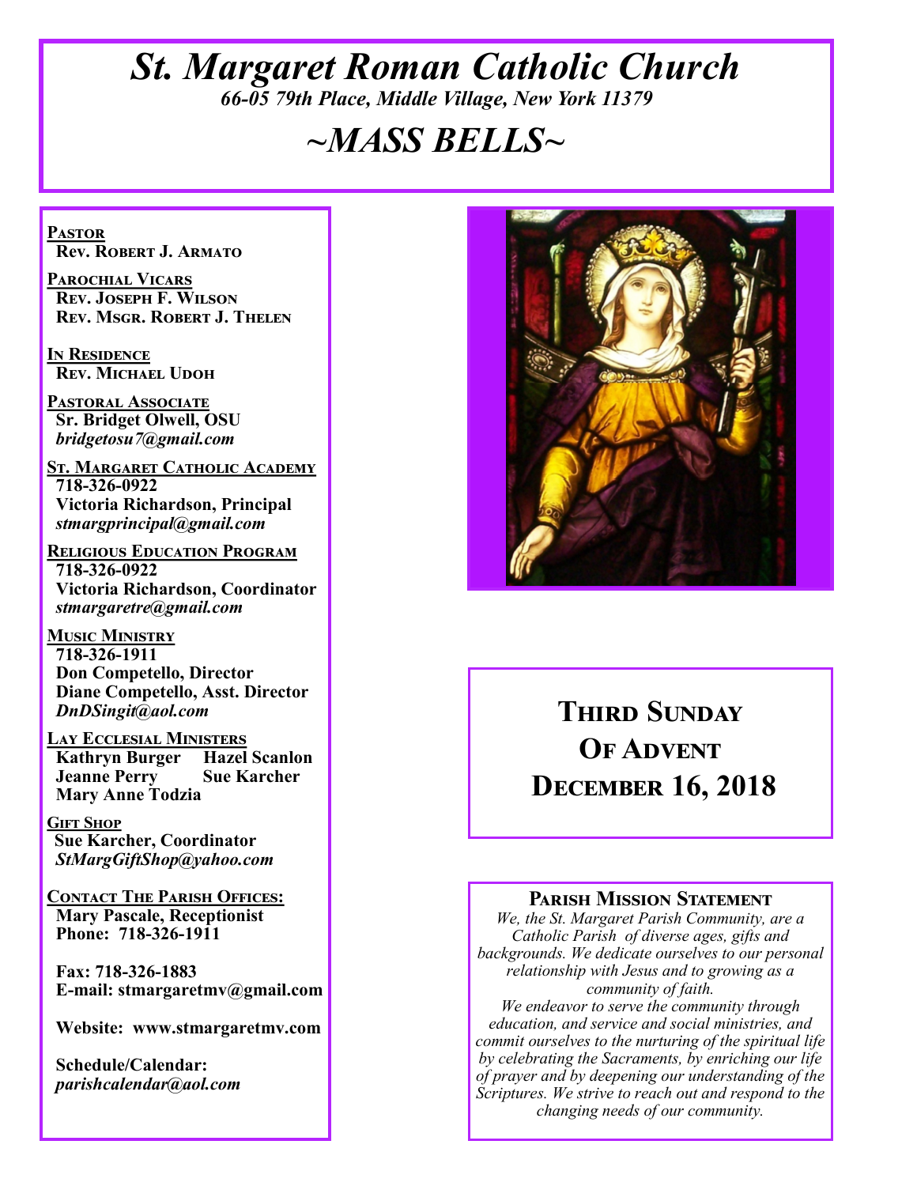# St. Margaret Roman Catholic Church

*66-05 79th Place, Middle Village, New York 11379*

# ~MASS BELLS~

**PASTOR**
**Rev. Robert J. Armato**

**PAROCHIAL VICARS**
**Rev. Joseph F. Wilson**
**Rev. Msgr. Robert J. Thelen**

**IN RESIDENCE**
**Rev. Michael Udoh**

**PASTORAL ASSOCIATE**
**Sr. Bridget Olwell, OSU**
***bridgetosu7@gmail.com***

**ST. MARGARET CATHOLIC ACADEMY**
**718-326-0922**
**Victoria Richardson, Principal**
***stmargprincipal@gmail.com***

**RELIGIOUS EDUCATION PROGRAM**
**718-326-0922**
**Victoria Richardson, Coordinator**
***stmargaretre@gmail.com***

**MUSIC MINISTRY**
**718-326-1911**
**Don Competello, Director**
**Diane Competello, Asst. Director**
***DnDSingit@aol.com***

**LAY ECCLESIAL MINISTERS**
**Kathryn Burger**
**Hazel Scanlon**
**Jeanne Perry**
**Sue Karcher**
**Mary Anne Todzia**

**GIFT SHOP**
**Sue Karcher, Coordinator**
***StMargGiftShop@yahoo.com***

**CONTACT THE PARISH OFFICES:**
**Mary Pascale, Receptionist**
**Phone: 718-326-1911**

**Fax: 718-326-1883**
**E-mail: stmargaretmv@gmail.com**

**Website: www.stmargaretmv.com**

**Schedule/Calendar:**
***parishcalendar@aol.com***

## Third Sunday Of Advent December 16, 2018

### Parish Mission Statement

*We, the St. Margaret Parish Community, are a Catholic Parish of diverse ages, gifts and backgrounds. We dedicate ourselves to our personal relationship with Jesus and to growing as a community of faith.*
*We endeavor to serve the community through education, and service and social ministries, and commit ourselves to the nurturing of the spiritual life by celebrating the Sacraments, by enriching our life of prayer and by deepening our understanding of the Scriptures. We strive to reach out and respond to the changing needs of our community.*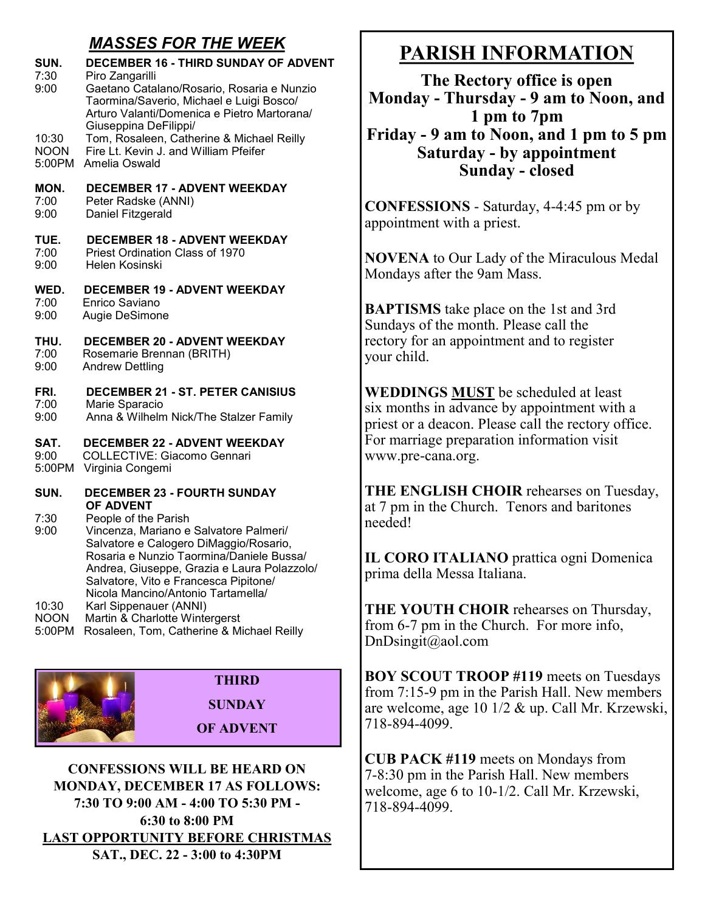## *MASSES FOR THE WEEK*

**SUN. DECEMBER 16 - THIRD SUNDAY OF ADVENT**

- 7:30 Piro Zangarilli
- 9:00 Gaetano Catalano/Rosario, Rosaria e Nunzio Taormina/Saverio, Michael e Luigi Bosco/ Arturo Valanti/Domenica e Pietro Martorana/ Giuseppina DeFilippi/
- 10:30 Tom, Rosaleen, Catherine & Michael Reilly
- NOON Fire Lt. Kevin J. and William Pfeifer
- 5:00PM Amelia Oswald

**MON. DECEMBER 17 - ADVENT WEEKDAY**

- 7:00 Peter Radske (ANNI)
- 9:00 Daniel Fitzgerald

**TUE. DECEMBER 18 - ADVENT WEEKDAY**

- 7:00 Priest Ordination Class of 1970
- 9:00 Helen Kosinski

**WED. DECEMBER 19 - ADVENT WEEKDAY**

- 7:00 Enrico Saviano
- 9:00 Augie DeSimone

**THU. DECEMBER 20 - ADVENT WEEKDAY**

- 7:00 Rosemarie Brennan (BRITH)
- 9:00 Andrew Dettling

**FRI. DECEMBER 21 - ST. PETER CANISIUS**

- 7:00 Marie Sparacio
- 9:00 Anna & Wilhelm Nick/The Stalzer Family

**SAT. DECEMBER 22 - ADVENT WEEKDAY**

- 9:00 COLLECTIVE: Giacomo Gennari
- 5:00PM Virginia Congemi

**SUN. DECEMBER 23 - FOURTH SUNDAY OF ADVENT**

- 7:30 People of the Parish
- 9:00 Vincenza, Mariano e Salvatore Palmeri/ Salvatore e Calogero DiMaggio/Rosario, Rosaria e Nunzio Taormina/Daniele Bussa/ Andrea, Giuseppe, Grazia e Laura Polazzolo/ Salvatore, Vito e Francesca Pipitone/ Nicola Mancino/Antonio Tartamella/
- 10:30 Karl Sippenauer (ANNI)
- NOON Martin & Charlotte Wintergerst
- 5:00PM Rosaleen, Tom, Catherine & Michael Reilly

**THIRD SUNDAY OF ADVENT**

**CONFESSIONS WILL BE HEARD ON MONDAY, DECEMBER 17 AS FOLLOWS: 7:30 TO 9:00 AM - 4:00 TO 5:30 PM - 6:30 to 8:00 PM**

**<u>LAST OPPORTUNITY BEFORE CHRISTMAS</u>**
**SAT., DEC. 22 - 3:00 to 4:30PM**

# PARISH INFORMATION

**The Rectory office is open**
**Monday - Thursday - 9 am to Noon, and 1 pm to 7pm**
**Friday - 9 am to Noon, and 1 pm to 5 pm**
**Saturday - by appointment**
**Sunday - closed**

**CONFESSIONS** - Saturday, 4-4:45 pm or by appointment with a priest.

**NOVENA** to Our Lady of the Miraculous Medal Mondays after the 9am Mass.

**BAPTISMS** take place on the 1st and 3rd Sundays of the month. Please call the rectory for an appointment and to register your child.

**WEDDINGS <u>MUST</u>** be scheduled at least six months in advance by appointment with a priest or a deacon. Please call the rectory office. For marriage preparation information visit www.pre-cana.org.

**THE ENGLISH CHOIR** rehearses on Tuesday, at 7 pm in the Church. Tenors and baritones needed!

**IL CORO ITALIANO** prattica ogni Domenica prima della Messa Italiana.

**THE YOUTH CHOIR** rehearses on Thursday, from 6-7 pm in the Church. For more info, DnDsingit@aol.com

**BOY SCOUT TROOP #119** meets on Tuesdays from 7:15-9 pm in the Parish Hall. New members are welcome, age 10 1/2 & up. Call Mr. Krzewski, 718-894-4099.

**CUB PACK #119** meets on Mondays from 7-8:30 pm in the Parish Hall. New members welcome, age 6 to 10-1/2. Call Mr. Krzewski, 718-894-4099.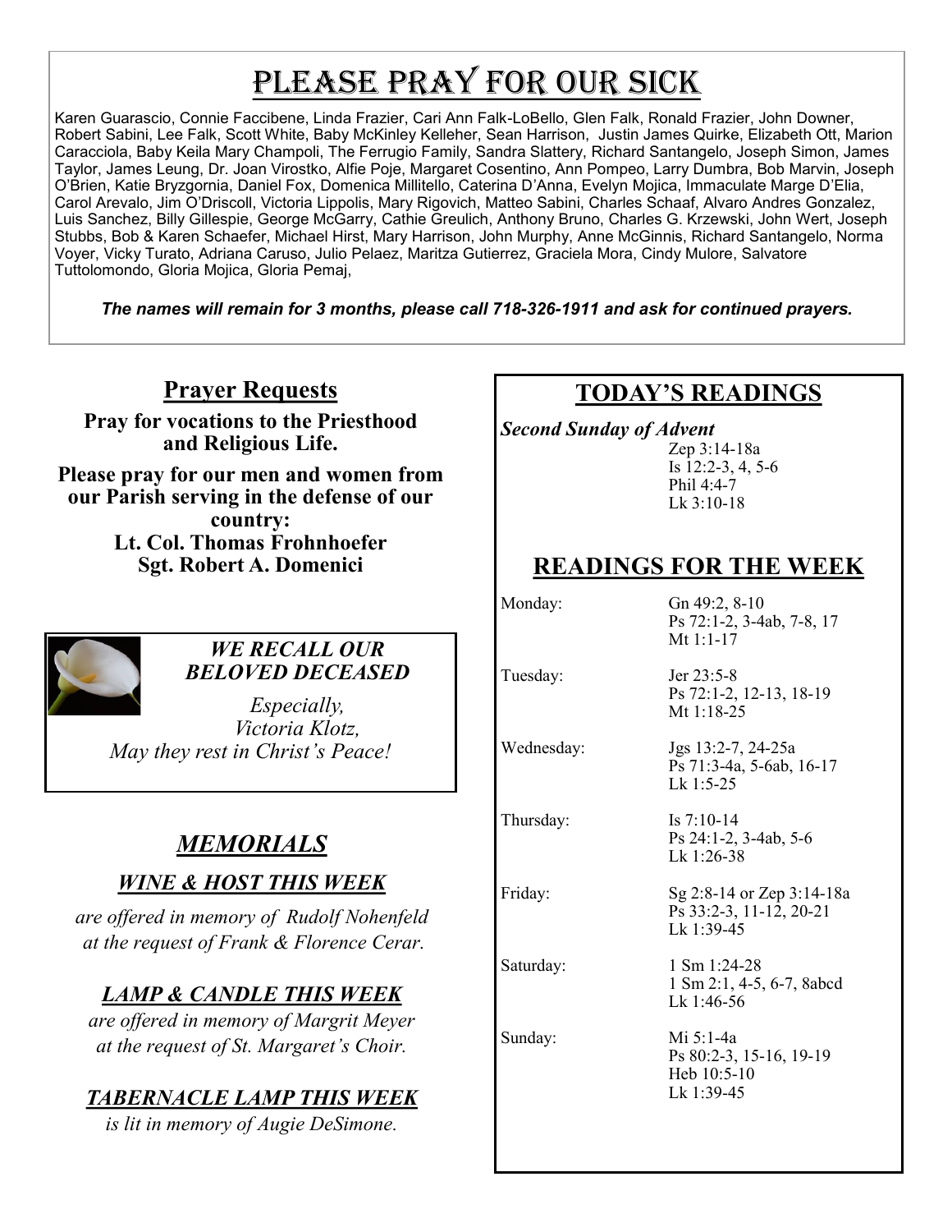# Please Pray for Our Sick

Karen Guarascio, Connie Faccibene, Linda Frazier, Cari Ann Falk-LoBello, Glen Falk, Ronald Frazier, John Downer, Robert Sabini, Lee Falk, Scott White, Baby McKinley Kelleher, Sean Harrison, Justin James Quirke, Elizabeth Ott, Marion Caracciola, Baby Keila Mary Champoli, The Ferrugio Family, Sandra Slattery, Richard Santangelo, Joseph Simon, James Taylor, James Leung, Dr. Joan Virostko, Alfie Poje, Margaret Cosentino, Ann Pompeo, Larry Dumbra, Bob Marvin, Joseph O'Brien, Katie Bryzgornia, Daniel Fox, Domenica Millitello, Caterina D'Anna, Evelyn Mojica, Immaculate Marge D'Elia, Carol Arevalo, Jim O'Driscoll, Victoria Lippolis, Mary Rigovich, Matteo Sabini, Charles Schaaf, Alvaro Andres Gonzalez, Luis Sanchez, Billy Gillespie, George McGarry, Cathie Greulich, Anthony Bruno, Charles G. Krzewski, John Wert, Joseph Stubbs, Bob & Karen Schaefer, Michael Hirst, Mary Harrison, John Murphy, Anne McGinnis, Richard Santangelo, Norma Voyer, Vicky Turato, Adriana Caruso, Julio Pelaez, Maritza Gutierrez, Graciela Mora, Cindy Mulore, Salvatore Tuttolomondo, Gloria Mojica, Gloria Pemaj,

***The names will remain for 3 months, please call 718-326-1911 and ask for continued prayers.***

## Prayer Requests

**Pray for vocations to the Priesthood and Religious Life.**

**Please pray for our men and women from our Parish serving in the defense of our country:**
**Lt. Col. Thomas Frohnhoefer**
**Sgt. Robert A. Domenici**

***WE RECALL OUR BELOVED DECEASED***

*Especially,*
*Victoria Klotz,*
*May they rest in Christ's Peace!*

## *MEMORIALS*

### *WINE & HOST THIS WEEK*

*are offered in memory of Rudolf Nohenfeld at the request of Frank & Florence Cerar.*

### *LAMP & CANDLE THIS WEEK*

*are offered in memory of Margrit Meyer at the request of St. Margaret's Choir.*

### *TABERNACLE LAMP THIS WEEK*

*is lit in memory of Augie DeSimone.*

## TODAY'S READINGS

***Second Sunday of Advent***
Zep 3:14-18a
Is 12:2-3, 4, 5-6
Phil 4:4-7
Lk 3:10-18

## READINGS FOR THE WEEK

| Day | Readings |
|---|---|
| Monday: | Gn 49:2, 8-10<br>Ps 72:1-2, 3-4ab, 7-8, 17<br>Mt 1:1-17 |
| Tuesday: | Jer 23:5-8<br>Ps 72:1-2, 12-13, 18-19<br>Mt 1:18-25 |
| Wednesday: | Jgs 13:2-7, 24-25a<br>Ps 71:3-4a, 5-6ab, 16-17<br>Lk 1:5-25 |
| Thursday: | Is 7:10-14<br>Ps 24:1-2, 3-4ab, 5-6<br>Lk 1:26-38 |
| Friday: | Sg 2:8-14 or Zep 3:14-18a<br>Ps 33:2-3, 11-12, 20-21<br>Lk 1:39-45 |
| Saturday: | 1 Sm 1:24-28<br>1 Sm 2:1, 4-5, 6-7, 8abcd<br>Lk 1:46-56 |
| Sunday: | Mi 5:1-4a<br>Ps 80:2-3, 15-16, 19-19<br>Heb 10:5-10<br>Lk 1:39-45 |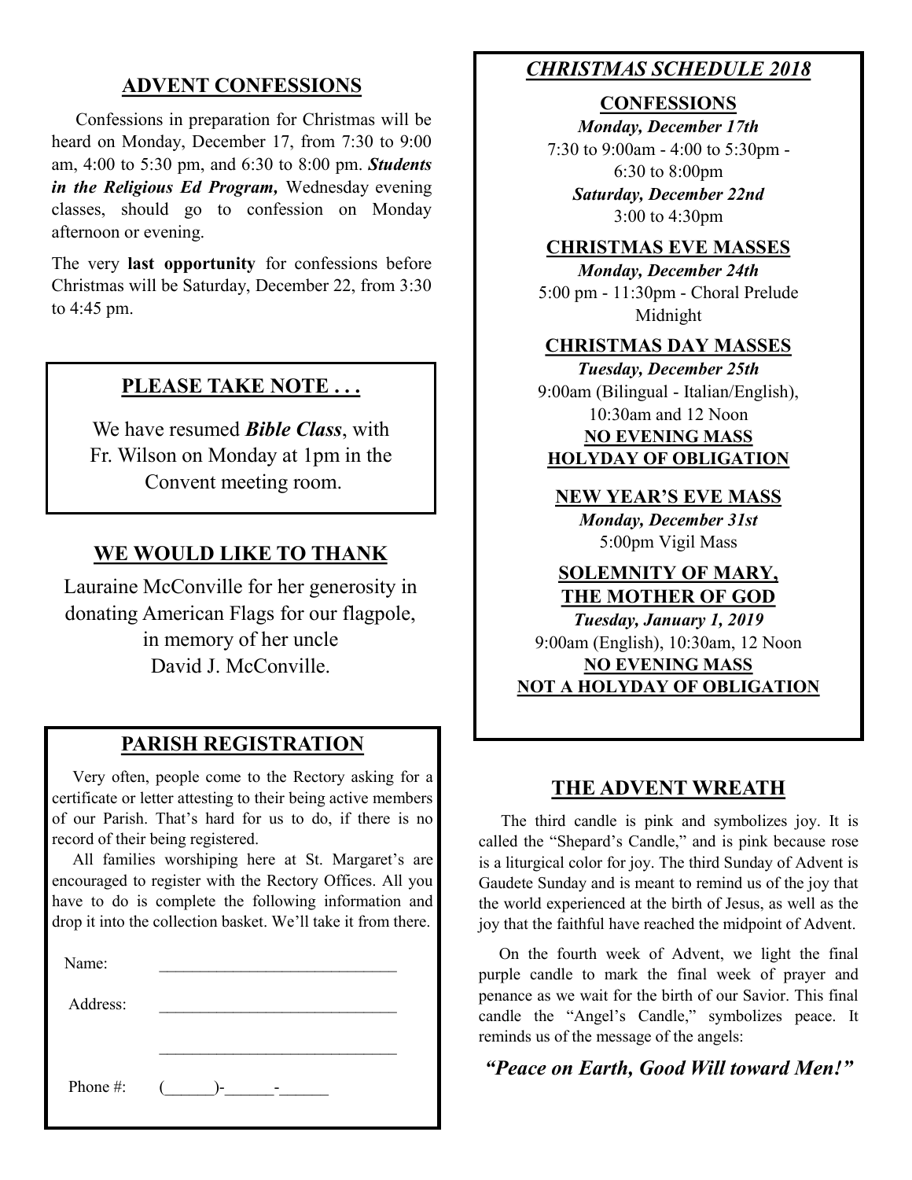## ADVENT CONFESSIONS

Confessions in preparation for Christmas will be heard on Monday, December 17, from 7:30 to 9:00 am, 4:00 to 5:30 pm, and 6:30 to 8:00 pm. ***Students in the Religious Ed Program,*** Wednesday evening classes, should go to confession on Monday afternoon or evening.

The very **last opportunity** for confessions before Christmas will be Saturday, December 22, from 3:30 to 4:45 pm.

## PLEASE TAKE NOTE . . .

We have resumed ***Bible Class***, with Fr. Wilson on Monday at 1pm in the Convent meeting room.

## WE WOULD LIKE TO THANK

Lauraine McConville for her generosity in donating American Flags for our flagpole, in memory of her uncle David J. McConville.

## PARISH REGISTRATION

Very often, people come to the Rectory asking for a certificate or letter attesting to their being active members of our Parish. That's hard for us to do, if there is no record of their being registered.

All families worshiping here at St. Margaret's are encouraged to register with the Rectory Offices. All you have to do is complete the following information and drop it into the collection basket. We'll take it from there.

Name: ______________________________

Address: ______________________________

______________________________

Phone #: (______)-______-______

## *CHRISTMAS SCHEDULE 2018*

**CONFESSIONS**

***Monday, December 17th***
7:30 to 9:00am - 4:00 to 5:30pm - 6:30 to 8:00pm

***Saturday, December 22nd***
3:00 to 4:30pm

**CHRISTMAS EVE MASSES**

***Monday, December 24th***
5:00 pm - 11:30pm - Choral Prelude
Midnight

**CHRISTMAS DAY MASSES**

***Tuesday, December 25th***
9:00am (Bilingual - Italian/English), 10:30am and 12 Noon

**NO EVENING MASS**
**HOLYDAY OF OBLIGATION**

**NEW YEAR'S EVE MASS**

***Monday, December 31st***
5:00pm Vigil Mass

**SOLEMNITY OF MARY, THE MOTHER OF GOD**

***Tuesday, January 1, 2019***
9:00am (English), 10:30am, 12 Noon

**NO EVENING MASS**
**NOT A HOLYDAY OF OBLIGATION**

## THE ADVENT WREATH

The third candle is pink and symbolizes joy. It is called the "Shepard's Candle," and is pink because rose is a liturgical color for joy. The third Sunday of Advent is Gaudete Sunday and is meant to remind us of the joy that the world experienced at the birth of Jesus, as well as the joy that the faithful have reached the midpoint of Advent.

On the fourth week of Advent, we light the final purple candle to mark the final week of prayer and penance as we wait for the birth of our Savior. This final candle the "Angel's Candle," symbolizes peace. It reminds us of the message of the angels:

***"Peace on Earth, Good Will toward Men!"***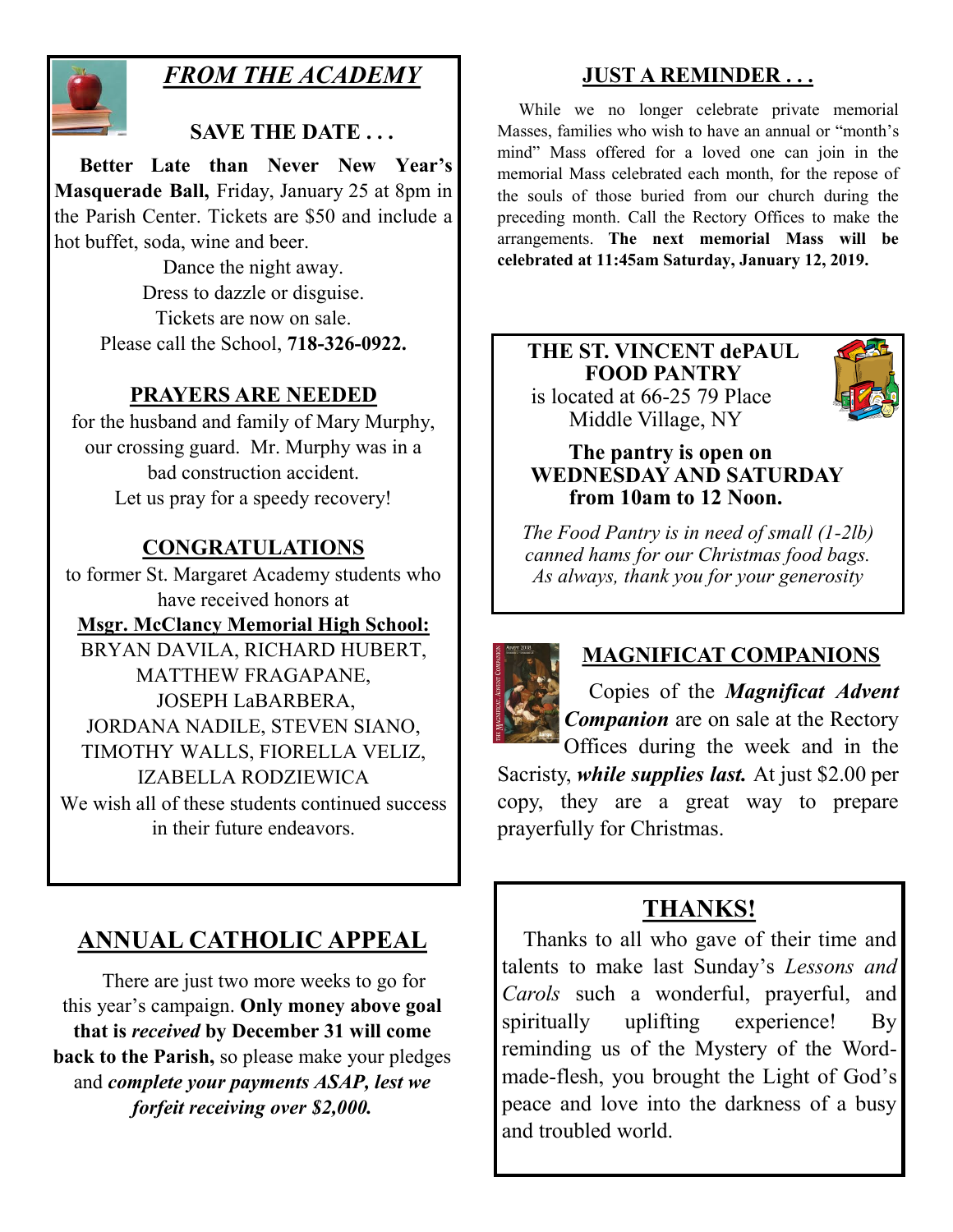## *FROM THE ACADEMY*

### SAVE THE DATE . . .

**Better Late than Never New Year's Masquerade Ball,** Friday, January 25 at 8pm in the Parish Center. Tickets are $50 and include a hot buffet, soda, wine and beer.

Dance the night away.
Dress to dazzle or disguise.
Tickets are now on sale.
Please call the School, **718-326-0922.**

### PRAYERS ARE NEEDED

for the husband and family of Mary Murphy, our crossing guard. Mr. Murphy was in a bad construction accident.
Let us pray for a speedy recovery!

### CONGRATULATIONS

to former St. Margaret Academy students who have received honors at

**Msgr. McClancy Memorial High School:**

BRYAN DAVILA, RICHARD HUBERT, MATTHEW FRAGAPANE, JOSEPH LaBARBERA, JORDANA NADILE, STEVEN SIANO, TIMOTHY WALLS, FIORELLA VELIZ, IZABELLA RODZIEWICA

We wish all of these students continued success in their future endeavors.

## ANNUAL CATHOLIC APPEAL

There are just two more weeks to go for this year's campaign. **Only money above goal that is *received* by December 31 will come back to the Parish,** so please make your pledges and ***complete your payments ASAP, lest we forfeit receiving over $2,000.***

## JUST A REMINDER . . .

While we no longer celebrate private memorial Masses, families who wish to have an annual or "month's mind" Mass offered for a loved one can join in the memorial Mass celebrated each month, for the repose of the souls of those buried from our church during the preceding month. Call the Rectory Offices to make the arrangements. **The next memorial Mass will be celebrated at 11:45am Saturday, January 12, 2019.**

## THE ST. VINCENT dePAUL FOOD PANTRY

is located at 66-25 79 Place
Middle Village, NY

**The pantry is open on WEDNESDAY AND SATURDAY from 10am to 12 Noon.**

*The Food Pantry is in need of small (1-2lb) canned hams for our Christmas food bags. As always, thank you for your generosity*

## MAGNIFICAT COMPANIONS

Copies of the ***Magnificat Advent Companion*** are on sale at the Rectory Offices during the week and in the Sacristy, ***while supplies last.*** At just $2.00 per copy, they are a great way to prepare prayerfully for Christmas.

## THANKS!

Thanks to all who gave of their time and talents to make last Sunday's *Lessons and Carols* such a wonderful, prayerful, and spiritually uplifting experience! By reminding us of the Mystery of the Word-made-flesh, you brought the Light of God's peace and love into the darkness of a busy and troubled world.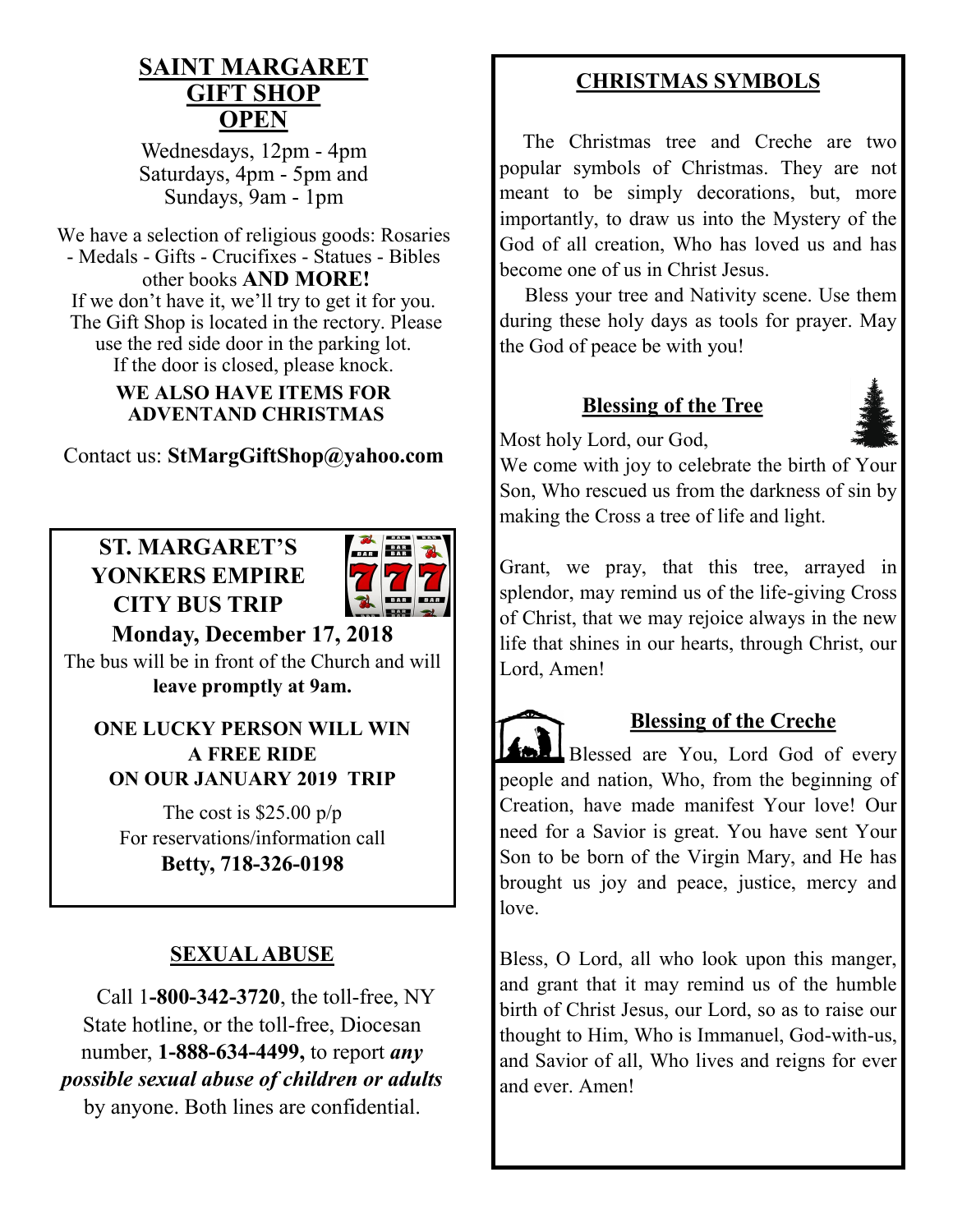## SAINT MARGARET GIFT SHOP OPEN

Wednesdays, 12pm - 4pm
Saturdays, 4pm - 5pm and
Sundays, 9am - 1pm

We have a selection of religious goods: Rosaries - Medals - Gifts - Crucifixes - Statues - Bibles other books **AND MORE!**
If we don't have it, we'll try to get it for you.
The Gift Shop is located in the rectory. Please use the red side door in the parking lot.
If the door is closed, please knock.

**WE ALSO HAVE ITEMS FOR ADVENTAND CHRISTMAS**

Contact us: **StMargGiftShop@yahoo.com**

## ST. MARGARET'S YONKERS EMPIRE CITY BUS TRIP

**Monday, December 17, 2018**

The bus will be in front of the Church and will **leave promptly at 9am.**

**ONE LUCKY PERSON WILL WIN A FREE RIDE ON OUR JANUARY 2019 TRIP**

The cost is $25.00 p/p
For reservations/information call
**Betty, 718-326-0198**

## SEXUAL ABUSE

Call 1**-800-342-3720**, the toll-free, NY State hotline, or the toll-free, Diocesan number, **1-888-634-4499,** to report ***any possible sexual abuse of children or adults*** by anyone. Both lines are confidential.

## CHRISTMAS SYMBOLS

The Christmas tree and Creche are two popular symbols of Christmas. They are not meant to be simply decorations, but, more importantly, to draw us into the Mystery of the God of all creation, Who has loved us and has become one of us in Christ Jesus.

Bless your tree and Nativity scene. Use them during these holy days as tools for prayer. May the God of peace be with you!

### Blessing of the Tree

Most holy Lord, our God,
We come with joy to celebrate the birth of Your Son, Who rescued us from the darkness of sin by making the Cross a tree of life and light.

Grant, we pray, that this tree, arrayed in splendor, may remind us of the life-giving Cross of Christ, that we may rejoice always in the new life that shines in our hearts, through Christ, our Lord, Amen!

### Blessing of the Creche

Blessed are You, Lord God of every people and nation, Who, from the beginning of Creation, have made manifest Your love! Our need for a Savior is great. You have sent Your Son to be born of the Virgin Mary, and He has brought us joy and peace, justice, mercy and love.

Bless, O Lord, all who look upon this manger, and grant that it may remind us of the humble birth of Christ Jesus, our Lord, so as to raise our thought to Him, Who is Immanuel, God-with-us, and Savior of all, Who lives and reigns for ever and ever. Amen!